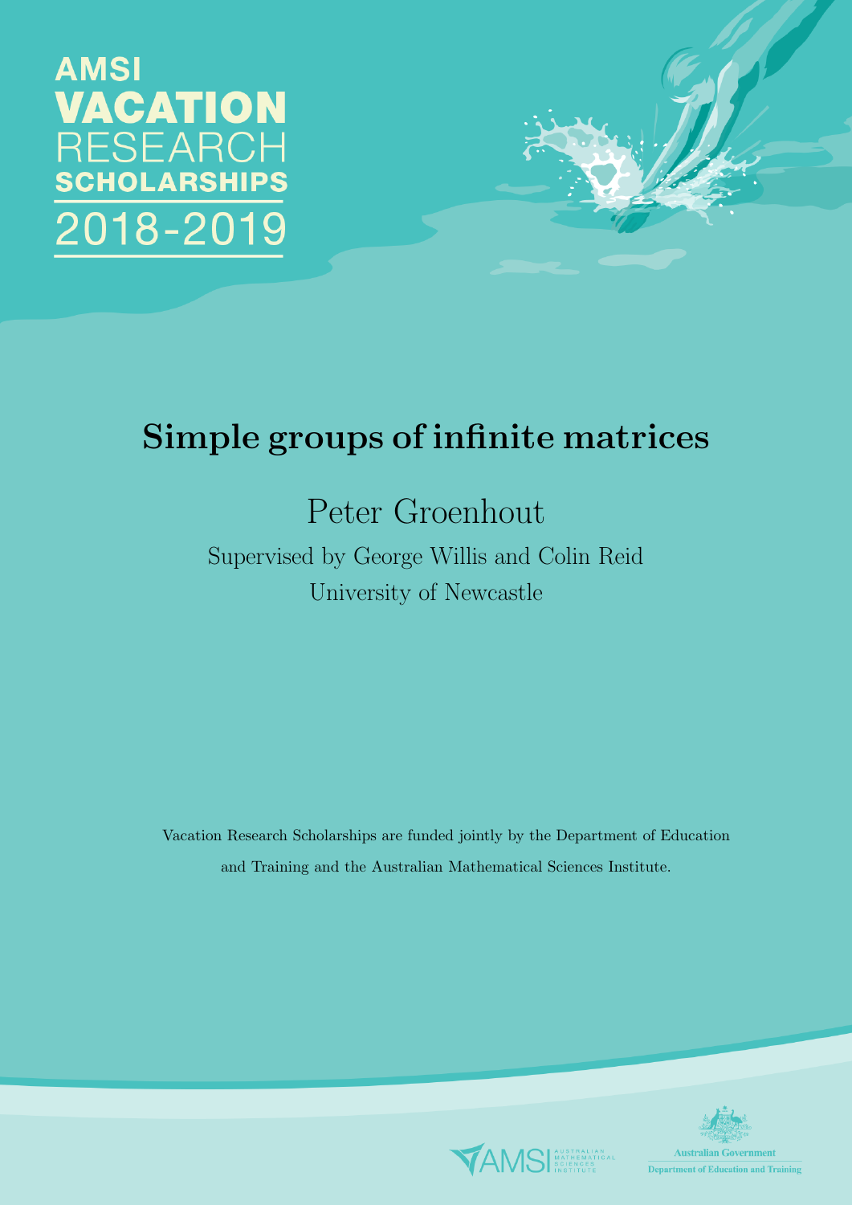AMSI
VACATION
RESEARCH
SCHOLARSHIPS
2018-2019

# Simple groups of infinite matrices

Peter Groenhout

Supervised by George Willis and Colin Reid

University of Newcastle

Vacation Research Scholarships are funded jointly by the Department of Education and Training and the Australian Mathematical Sciences Institute.

AMSI AUSTRALIAN MATHEMATICAL SCIENCES INSTITUTE

Australian Government
Department of Education and Training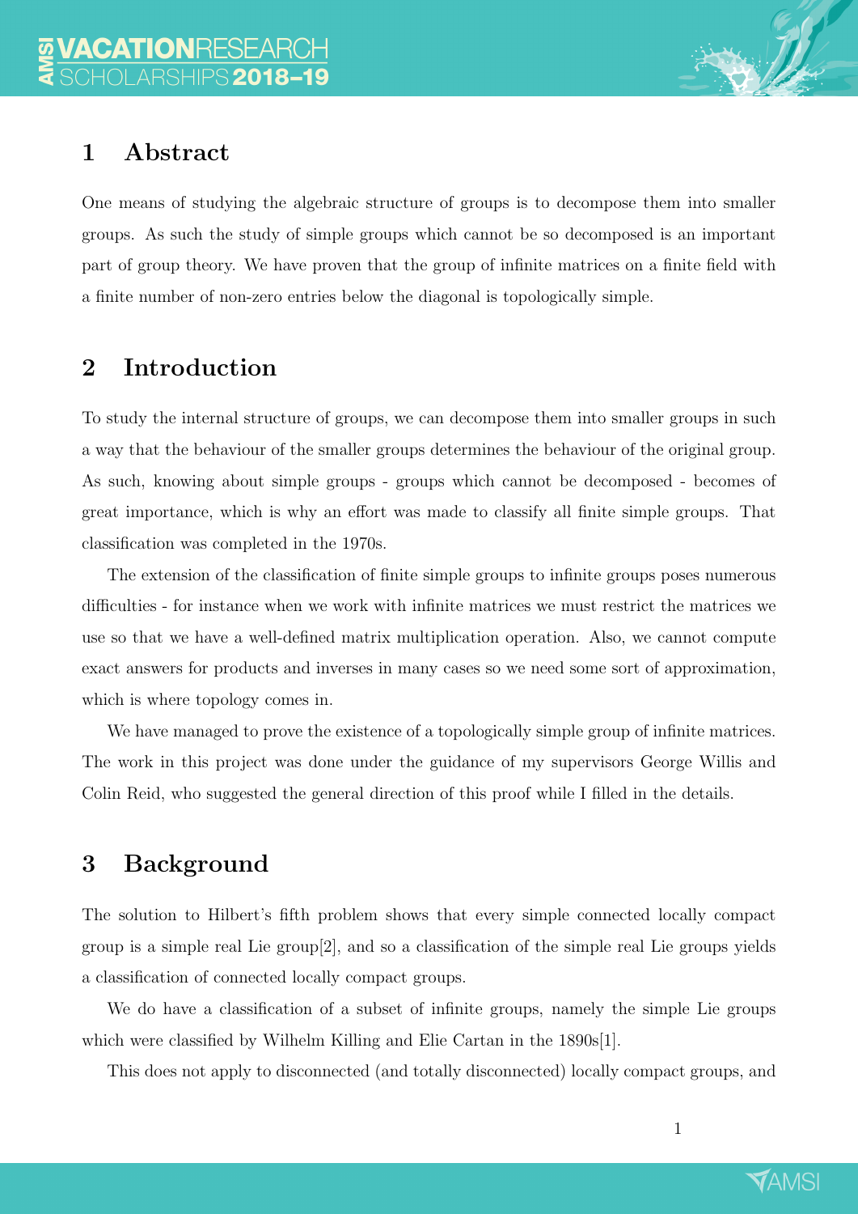## 1 Abstract

One means of studying the algebraic structure of groups is to decompose them into smaller groups. As such the study of simple groups which cannot be so decomposed is an important part of group theory. We have proven that the group of infinite matrices on a finite field with a finite number of non-zero entries below the diagonal is topologically simple.

## 2 Introduction

To study the internal structure of groups, we can decompose them into smaller groups in such a way that the behaviour of the smaller groups determines the behaviour of the original group. As such, knowing about simple groups - groups which cannot be decomposed - becomes of great importance, which is why an effort was made to classify all finite simple groups. That classification was completed in the 1970s.

The extension of the classification of finite simple groups to infinite groups poses numerous difficulties - for instance when we work with infinite matrices we must restrict the matrices we use so that we have a well-defined matrix multiplication operation. Also, we cannot compute exact answers for products and inverses in many cases so we need some sort of approximation, which is where topology comes in.

We have managed to prove the existence of a topologically simple group of infinite matrices. The work in this project was done under the guidance of my supervisors George Willis and Colin Reid, who suggested the general direction of this proof while I filled in the details.

## 3 Background

The solution to Hilbert's fifth problem shows that every simple connected locally compact group is a simple real Lie group[2], and so a classification of the simple real Lie groups yields a classification of connected locally compact groups.

We do have a classification of a subset of infinite groups, namely the simple Lie groups which were classified by Wilhelm Killing and Elie Cartan in the 1890s[1].

This does not apply to disconnected (and totally disconnected) locally compact groups, and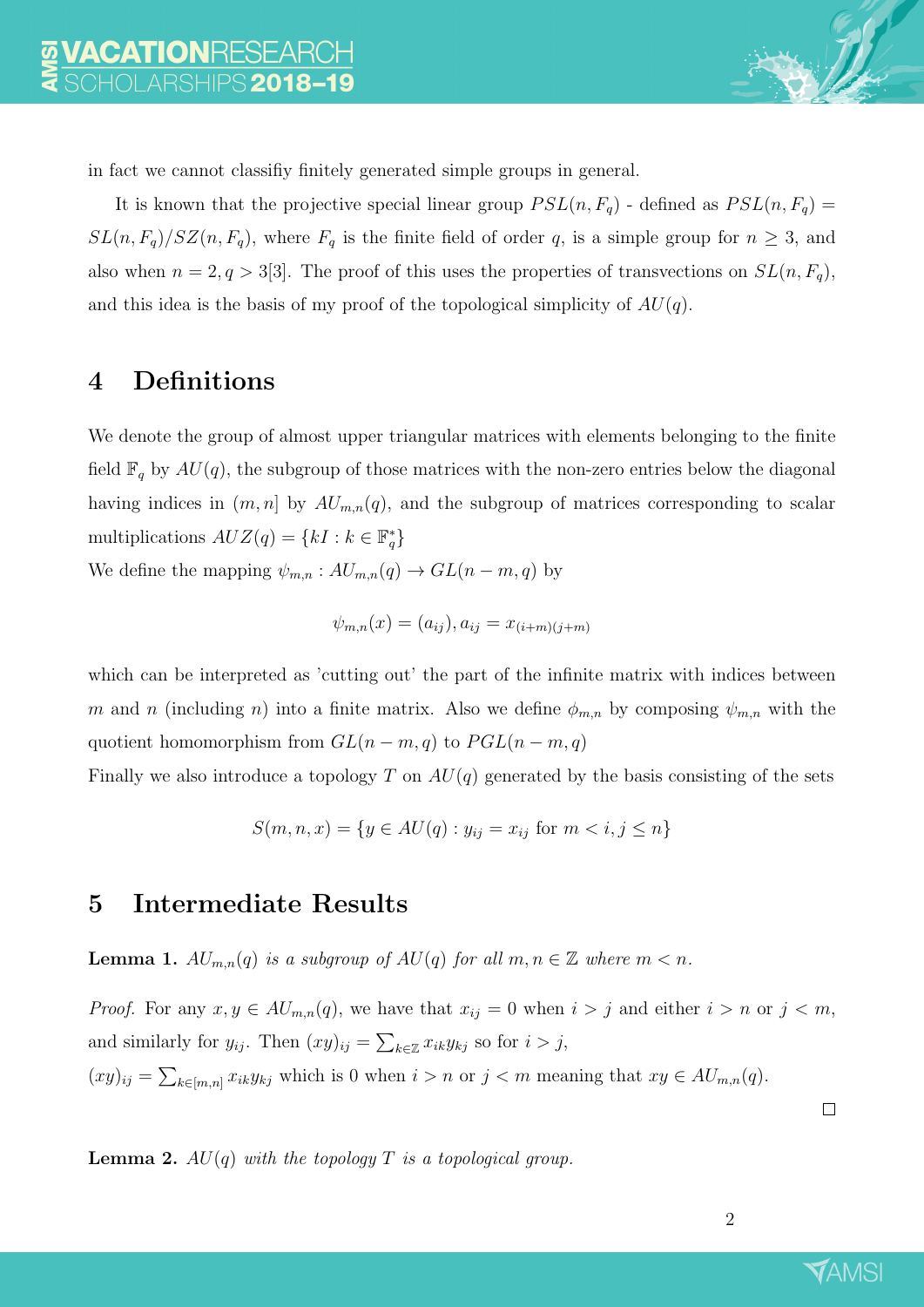in fact we cannot classifiy finitely generated simple groups in general.

It is known that the projective special linear group $PSL(n, F_q)$ - defined as $PSL(n, F_q) = SL(n, F_q)/SZ(n, F_q)$, where $F_q$ is the finite field of order $q$, is a simple group for $n \geq 3$, and also when $n = 2, q > 3$[3]. The proof of this uses the properties of transvections on $SL(n, F_q)$, and this idea is the basis of my proof of the topological simplicity of $AU(q)$.

## 4 Definitions

We denote the group of almost upper triangular matrices with elements belonging to the finite field $\mathbb{F}_q$ by $AU(q)$, the subgroup of those matrices with the non-zero entries below the diagonal having indices in $(m, n]$ by $AU_{m,n}(q)$, and the subgroup of matrices corresponding to scalar multiplications $AUZ(q) = \{kI : k \in \mathbb{F}_q^*\}$

We define the mapping $\psi_{m,n} : AU_{m,n}(q) \to GL(n-m, q)$ by

$$\psi_{m,n}(x) = (a_{ij}), a_{ij} = x_{(i+m)(j+m)}$$

which can be interpreted as 'cutting out' the part of the infinite matrix with indices between $m$ and $n$ (including $n$) into a finite matrix. Also we define $\phi_{m,n}$ by composing $\psi_{m,n}$ with the quotient homomorphism from $GL(n-m, q)$ to $PGL(n-m, q)$

Finally we also introduce a topology $T$ on $AU(q)$ generated by the basis consisting of the sets

$$S(m, n, x) = \{y \in AU(q) : y_{ij} = x_{ij} \text{ for } m < i, j \leq n\}$$

## 5 Intermediate Results

**Lemma 1.** *$AU_{m,n}(q)$ is a subgroup of $AU(q)$ for all $m, n \in \mathbb{Z}$ where $m < n$.*

*Proof.* For any $x, y \in AU_{m,n}(q)$, we have that $x_{ij} = 0$ when $i > j$ and either $i > n$ or $j < m$, and similarly for $y_{ij}$. Then $(xy)_{ij} = \sum_{k \in \mathbb{Z}} x_{ik} y_{kj}$ so for $i > j$,
$(xy)_{ij} = \sum_{k \in [m,n]} x_{ik} y_{kj}$ which is 0 when $i > n$ or $j < m$ meaning that $xy \in AU_{m,n}(q)$. □

**Lemma 2.** *$AU(q)$ with the topology $T$ is a topological group.*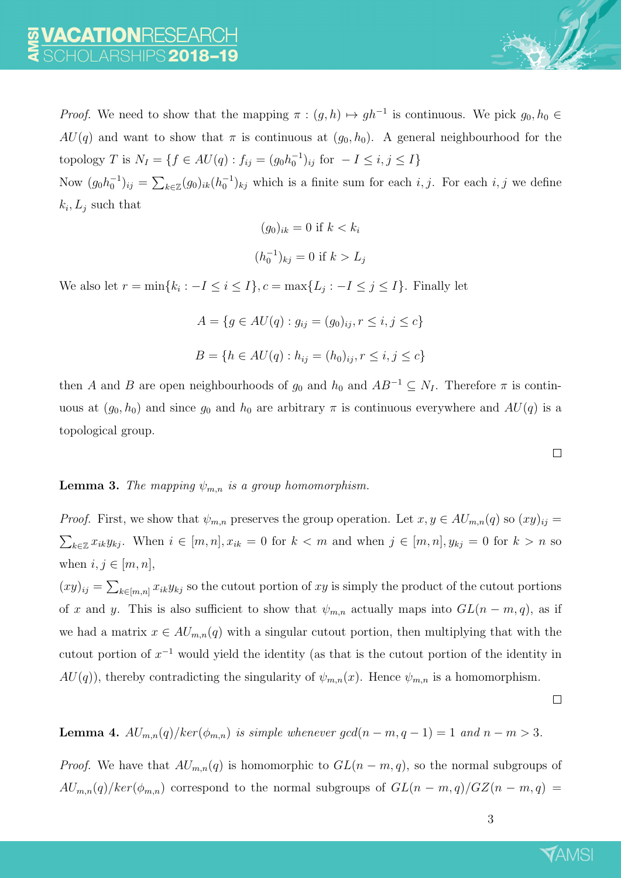*Proof.* We need to show that the mapping $\pi : (g,h) \mapsto gh^{-1}$ is continuous. We pick $g_0, h_0 \in AU(q)$ and want to show that $\pi$ is continuous at $(g_0, h_0)$. A general neighbourhood for the topology $T$ is $N_I = \{f \in AU(q) : f_{ij} = (g_0 h_0^{-1})_{ij} \text{ for } -I \leq i,j \leq I\}$

Now $(g_0 h_0^{-1})_{ij} = \sum_{k\in\mathbb{Z}} (g_0)_{ik}(h_0^{-1})_{kj}$ which is a finite sum for each $i, j$. For each $i, j$ we define $k_i, L_j$ such that

$$(g_0)_{ik} = 0 \text{ if } k < k_i$$

$$(h_0^{-1})_{kj} = 0 \text{ if } k > L_j$$

We also let $r = \min\{k_i : -I \leq i \leq I\}, c = \max\{L_j : -I \leq j \leq I\}$. Finally let

$$A = \{g \in AU(q) : g_{ij} = (g_0)_{ij}, r \leq i,j \leq c\}$$

$$B = \{h \in AU(q) : h_{ij} = (h_0)_{ij}, r \leq i,j \leq c\}$$

then $A$ and $B$ are open neighbourhoods of $g_0$ and $h_0$ and $AB^{-1} \subseteq N_I$. Therefore $\pi$ is continuous at $(g_0, h_0)$ and since $g_0$ and $h_0$ are arbitrary $\pi$ is continuous everywhere and $AU(q)$ is a topological group. □

**Lemma 3.** *The mapping $\psi_{m,n}$ is a group homomorphism.*

*Proof.* First, we show that $\psi_{m,n}$ preserves the group operation. Let $x, y \in AU_{m,n}(q)$ so $(xy)_{ij} = \sum_{k\in\mathbb{Z}} x_{ik}y_{kj}$. When $i \in [m,n], x_{ik} = 0$ for $k < m$ and when $j \in [m,n], y_{kj} = 0$ for $k > n$ so when $i, j \in [m,n]$,

$(xy)_{ij} = \sum_{k\in[m,n]} x_{ik}y_{kj}$ so the cutout portion of $xy$ is simply the product of the cutout portions of $x$ and $y$. This is also sufficient to show that $\psi_{m,n}$ actually maps into $GL(n-m,q)$, as if we had a matrix $x \in AU_{m,n}(q)$ with a singular cutout portion, then multiplying that with the cutout portion of $x^{-1}$ would yield the identity (as that is the cutout portion of the identity in $AU(q)$), thereby contradicting the singularity of $\psi_{m,n}(x)$. Hence $\psi_{m,n}$ is a homomorphism. □

**Lemma 4.** *$AU_{m,n}(q)/ker(\phi_{m,n})$ is simple whenever $gcd(n-m, q-1) = 1$ and $n-m > 3$.*

*Proof.* We have that $AU_{m,n}(q)$ is homomorphic to $GL(n-m,q)$, so the normal subgroups of $AU_{m,n}(q)/ker(\phi_{m,n})$ correspond to the normal subgroups of $GL(n-m,q)/GZ(n-m,q) =$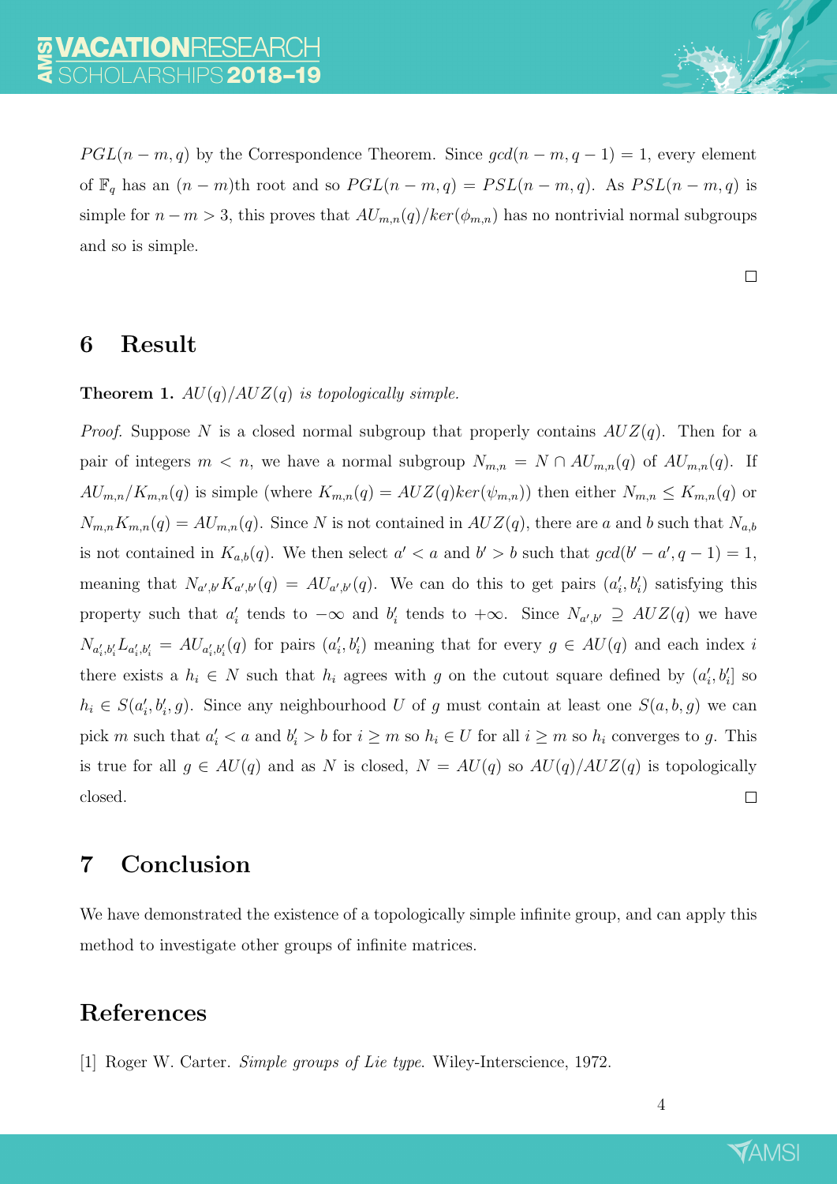$PGL(n-m,q)$ by the Correspondence Theorem. Since $gcd(n-m,q-1)=1$, every element of $\mathbb{F}_q$ has an $(n-m)$th root and so $PGL(n-m,q) = PSL(n-m,q)$. As $PSL(n-m,q)$ is simple for $n-m>3$, this proves that $AU_{m,n}(q)/ker(\phi_{m,n})$ has no nontrivial normal subgroups and so is simple.

□

## 6 Result

**Theorem 1.** *$AU(q)/AUZ(q)$ is topologically simple.*

*Proof.* Suppose $N$ is a closed normal subgroup that properly contains $AUZ(q)$. Then for a pair of integers $m<n$, we have a normal subgroup $N_{m,n} = N \cap AU_{m,n}(q)$ of $AU_{m,n}(q)$. If $AU_{m,n}/K_{m,n}(q)$ is simple (where $K_{m,n}(q) = AUZ(q)ker(\psi_{m,n})$) then either $N_{m,n} \leq K_{m,n}(q)$ or $N_{m,n}K_{m,n}(q) = AU_{m,n}(q)$. Since $N$ is not contained in $AUZ(q)$, there are $a$ and $b$ such that $N_{a,b}$ is not contained in $K_{a,b}(q)$. We then select $a' < a$ and $b' > b$ such that $gcd(b'-a', q-1) = 1$, meaning that $N_{a',b'}K_{a',b'}(q) = AU_{a',b'}(q)$. We can do this to get pairs $(a'_i, b'_i)$ satisfying this property such that $a'_i$ tends to $-\infty$ and $b'_i$ tends to $+\infty$. Since $N_{a',b'} \supseteq AUZ(q)$ we have $N_{a'_i,b'_i}L_{a'_i,b'_i} = AU_{a'_i,b'_i}(q)$ for pairs $(a'_i, b'_i)$ meaning that for every $g \in AU(q)$ and each index $i$ there exists a $h_i \in N$ such that $h_i$ agrees with $g$ on the cutout square defined by $(a'_i, b'_i]$ so $h_i \in S(a'_i, b'_i, g)$. Since any neighbourhood $U$ of $g$ must contain at least one $S(a,b,g)$ we can pick $m$ such that $a'_i < a$ and $b'_i > b$ for $i \geq m$ so $h_i \in U$ for all $i \geq m$ so $h_i$ converges to $g$. This is true for all $g \in AU(q)$ and as $N$ is closed, $N = AU(q)$ so $AU(q)/AUZ(q)$ is topologically closed. □

## 7 Conclusion

We have demonstrated the existence of a topologically simple infinite group, and can apply this method to investigate other groups of infinite matrices.

## References

[1] Roger W. Carter. *Simple groups of Lie type*. Wiley-Interscience, 1972.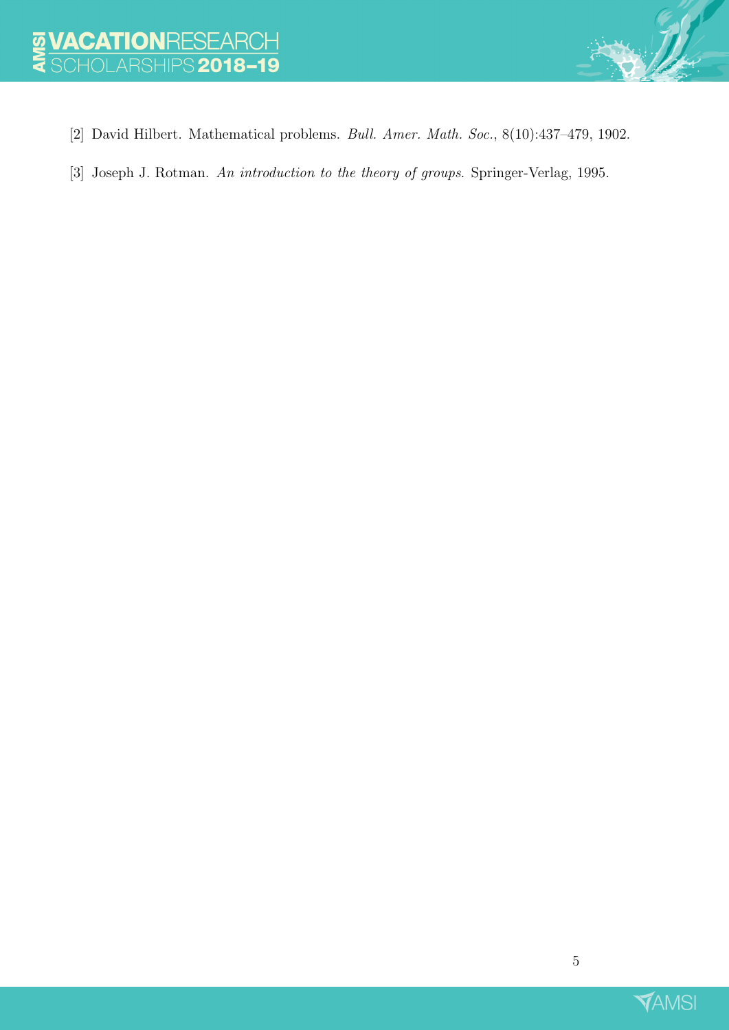[2] David Hilbert. Mathematical problems. *Bull. Amer. Math. Soc.*, 8(10):437–479, 1902.

[3] Joseph J. Rotman. *An introduction to the theory of groups*. Springer-Verlag, 1995.